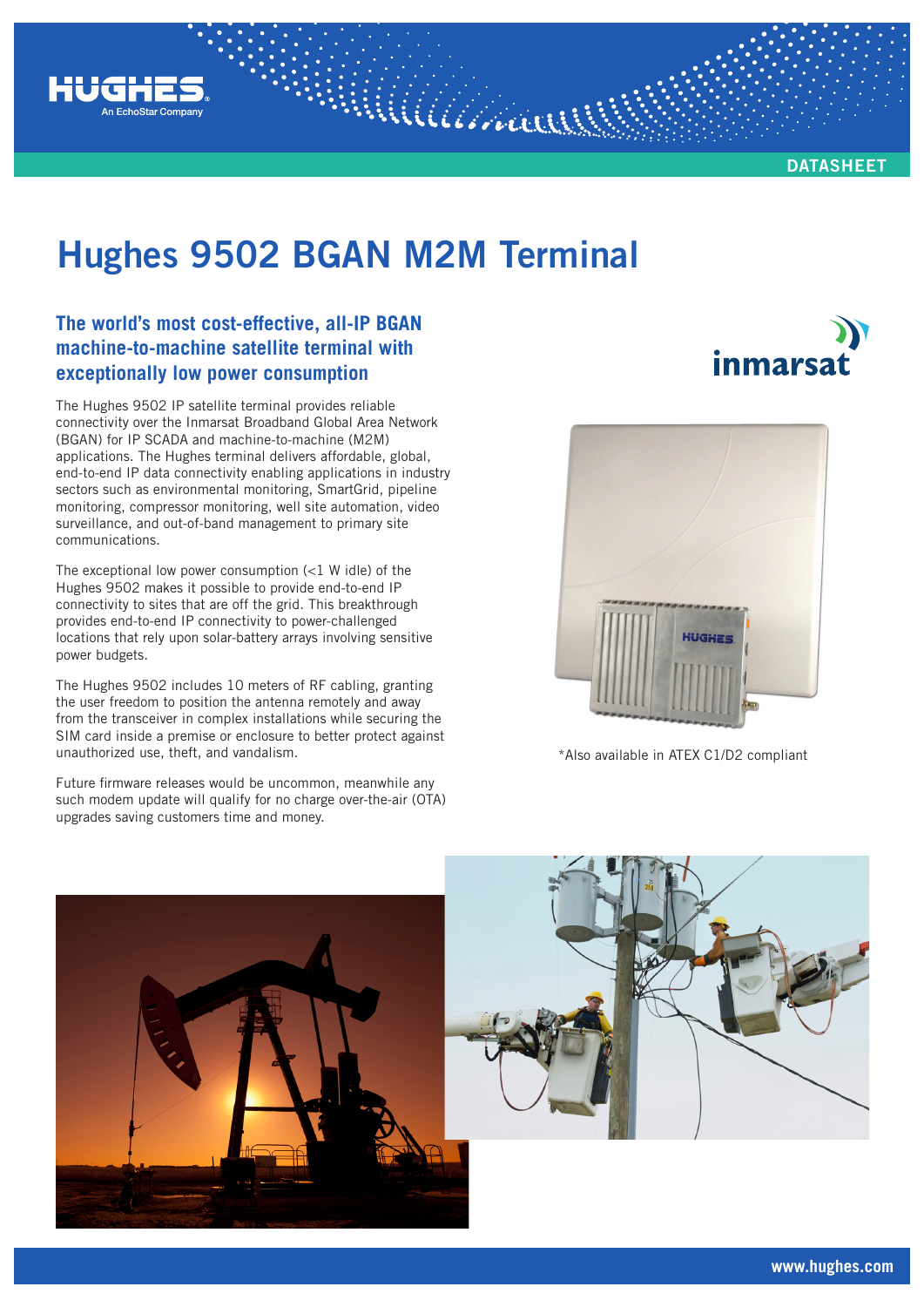DATASHEET

# Hughes 9502 BGAN M2M Terminal

## The world's most cost-effective, all-IP BGAN machine-to-machine satellite terminal with exceptionally low power consumption

The Hughes 9502 IP satellite terminal provides reliable connectivity over the Inmarsat Broadband Global Area Network (BGAN) for IP SCADA and machine-to-machine (M2M) applications. The Hughes terminal delivers affordable, global, end-to-end IP data connectivity enabling applications in industry sectors such as environmental monitoring, SmartGrid, pipeline monitoring, compressor monitoring, well site automation, video surveillance, and out-of-band management to primary site communications.

The exceptional low power consumption (<1 W idle) of the Hughes 9502 makes it possible to provide end-to-end IP connectivity to sites that are off the grid. This breakthrough provides end-to-end IP connectivity to power-challenged locations that rely upon solar-battery arrays involving sensitive power budgets.

The Hughes 9502 includes 10 meters of RF cabling, granting the user freedom to position the antenna remotely and away from the transceiver in complex installations while securing the SIM card inside a premise or enclosure to better protect against unauthorized use, theft, and vandalism.

Future firmware releases would be uncommon, meanwhile any such modem update will qualify for no charge over-the-air (OTA) upgrades saving customers time and money.

*Also available in ATEX C1/D2 compliant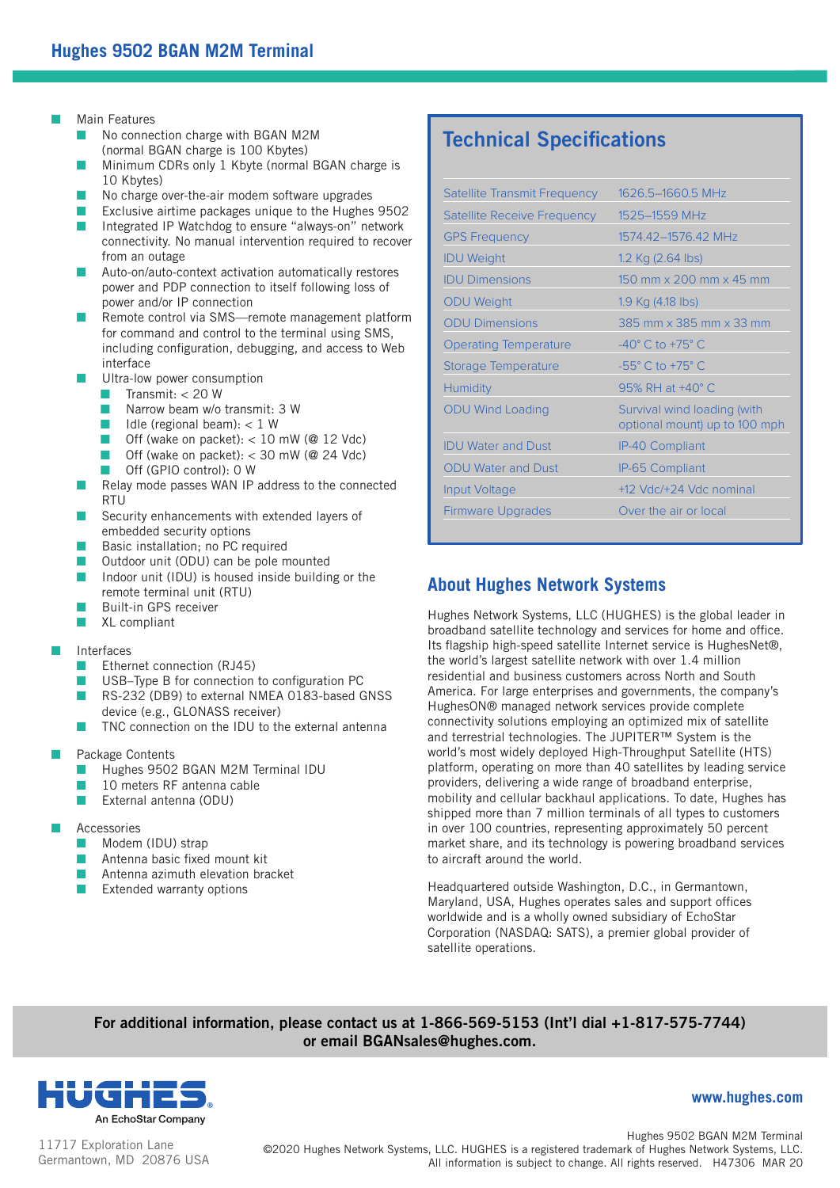## Hughes 9502 BGAN M2M Terminal

- Main Features
  - No connection charge with BGAN M2M (normal BGAN charge is 100 Kbytes)
  - Minimum CDRs only 1 Kbyte (normal BGAN charge is 10 Kbytes)
  - No charge over-the-air modem software upgrades
  - Exclusive airtime packages unique to the Hughes 9502
  - Integrated IP Watchdog to ensure "always-on" network connectivity. No manual intervention required to recover from an outage
  - Auto-on/auto-context activation automatically restores power and PDP connection to itself following loss of power and/or IP connection
  - Remote control via SMS—remote management platform for command and control to the terminal using SMS, including configuration, debugging, and access to Web interface
  - Ultra-low power consumption
    - Transmit: < 20 W
    - Narrow beam w/o transmit: 3 W
    - Idle (regional beam): < 1 W
    - Off (wake on packet): < 10 mW (@ 12 Vdc)
    - Off (wake on packet): < 30 mW (@ 24 Vdc)
    - Off (GPIO control): 0 W
  - Relay mode passes WAN IP address to the connected RTU
  - Security enhancements with extended layers of embedded security options
  - Basic installation; no PC required
  - Outdoor unit (ODU) can be pole mounted
  - Indoor unit (IDU) is housed inside building or the remote terminal unit (RTU)
  - Built-in GPS receiver
  - XL compliant
- Interfaces
  - Ethernet connection (RJ45)
  - USB–Type B for connection to configuration PC
  - RS-232 (DB9) to external NMEA 0183-based GNSS device (e.g., GLONASS receiver)
  - TNC connection on the IDU to the external antenna
- Package Contents
  - Hughes 9502 BGAN M2M Terminal IDU
  - 10 meters RF antenna cable
  - External antenna (ODU)
- Accessories
  - Modem (IDU) strap
  - Antenna basic fixed mount kit
  - Antenna azimuth elevation bracket
  - Extended warranty options

## Technical Specifications

| | |
|---|---|
| Satellite Transmit Frequency | 1626.5–1660.5 MHz |
| Satellite Receive Frequency | 1525–1559 MHz |
| GPS Frequency | 1574.42–1576.42 MHz |
| IDU Weight | 1.2 Kg (2.64 lbs) |
| IDU Dimensions | 150 mm x 200 mm x 45 mm |
| ODU Weight | 1.9 Kg (4.18 lbs) |
| ODU Dimensions | 385 mm x 385 mm x 33 mm |
| Operating Temperature | -40° C to +75° C |
| Storage Temperature | -55° C to +75° C |
| Humidity | 95% RH at +40° C |
| ODU Wind Loading | Survival wind loading (with optional mount) up to 100 mph |
| IDU Water and Dust | IP-40 Compliant |
| ODU Water and Dust | IP-65 Compliant |
| Input Voltage | +12 Vdc/+24 Vdc nominal |
| Firmware Upgrades | Over the air or local |

## About Hughes Network Systems

Hughes Network Systems, LLC (HUGHES) is the global leader in broadband satellite technology and services for home and office. Its flagship high-speed satellite Internet service is HughesNet®, the world's largest satellite network with over 1.4 million residential and business customers across North and South America. For large enterprises and governments, the company's HughesON® managed network services provide complete connectivity solutions employing an optimized mix of satellite and terrestrial technologies. The JUPITER™ System is the world's most widely deployed High-Throughput Satellite (HTS) platform, operating on more than 40 satellites by leading service providers, delivering a wide range of broadband enterprise, mobility and cellular backhaul applications. To date, Hughes has shipped more than 7 million terminals of all types to customers in over 100 countries, representing approximately 50 percent market share, and its technology is powering broadband services to aircraft around the world.

Headquartered outside Washington, D.C., in Germantown, Maryland, USA, Hughes operates sales and support offices worldwide and is a wholly owned subsidiary of EchoStar Corporation (NASDAQ: SATS), a premier global provider of satellite operations.

**For additional information, please contact us at 1-866-569-5153 (Int'l dial +1-817-575-7744) or email BGANsales@hughes.com.**

HUGHES® An EchoStar Company

www.hughes.com

11717 Exploration Lane
Germantown, MD 20876 USA

Hughes 9502 BGAN M2M Terminal
©2020 Hughes Network Systems, LLC. HUGHES is a registered trademark of Hughes Network Systems, LLC.
All information is subject to change. All rights reserved. H47306 MAR 20